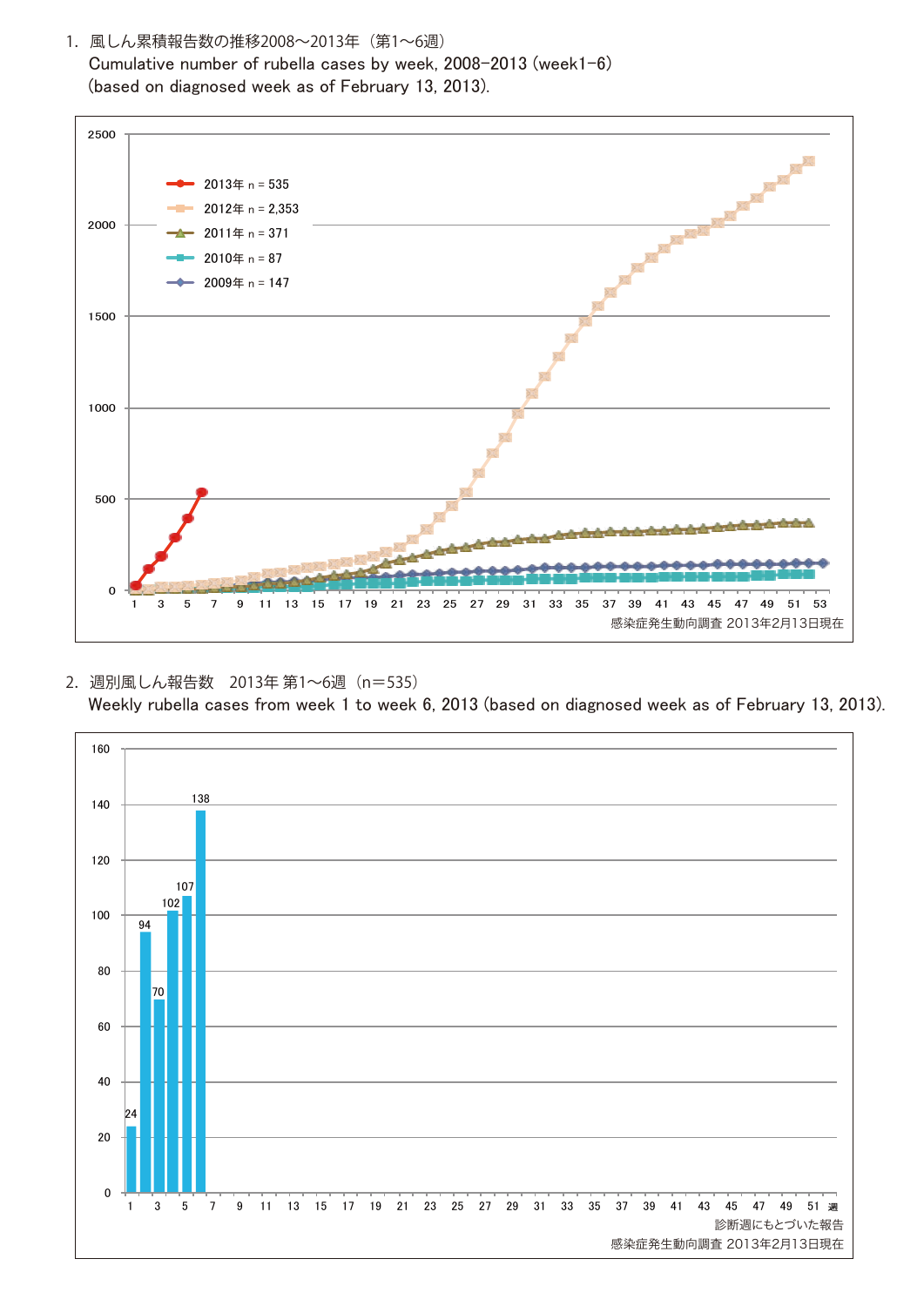1. 風しん累積報告数の推移2008～2013年（第1～6週）
   Cumulative number of rubella cases by week, 2008–2013 (week1–6)
   (based on diagnosed week as of February 13, 2013).

2013年 n = 535
2012年 n = 2,353
2011年 n = 371
2010年 n = 87
2009年 n = 147

感染症発生動向調査 2013年2月13日現在

2. 週別風しん報告数　2013年 第1～6週（n=535）
   Weekly rubella cases from week 1 to week 6, 2013 (based on diagnosed week as of February 13, 2013).

| 週 | 1 | 2 | 3 | 4 | 5 | 6 |
|---|---|---|---|---|---|---|
| 報告数 | 24 | 94 | 70 | 102 | 107 | 138 |

診断週にもとづいた報告
感染症発生動向調査 2013年2月13日現在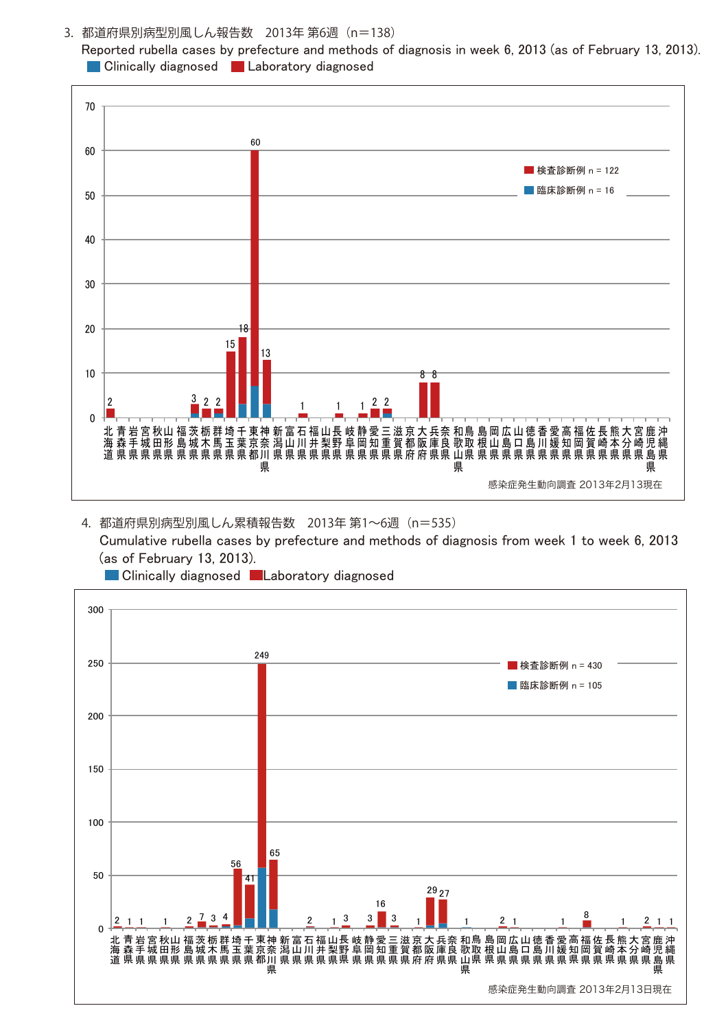3. 都道府県別病型別風しん報告数　2013年 第6週（n=138）

Reported rubella cases by prefecture and methods of diagnosis in week 6, 2013 (as of February 13, 2013).

Clinically diagnosed　Laboratory diagnosed

検査診断例 n = 122
臨床診断例 n = 16

| 都道府県 | 報告数 |
|---|---|
| 北海道 | 2 |
| 茨城県 | 3 |
| 栃木県 | 2 |
| 群馬県 | 2 |
| 埼玉県 | 15 |
| 千葉県 | 18 |
| 東京都 | 60 |
| 神奈川県 | 13 |
| 石川県 | 1 |
| 長野県 | 1 |
| 静岡県 | 1 |
| 愛知県 | 2 |
| 三重県 | 2 |
| 大阪府 | 8 |
| 兵庫県 | 8 |

感染症発生動向調査 2013年2月13日現在

4. 都道府県別病型別風しん累積報告数　2013年 第1～6週（n=535）

Cumulative rubella cases by prefecture and methods of diagnosis from week 1 to week 6, 2013 (as of February 13, 2013).

Clinically diagnosed　Laboratory diagnosed

検査診断例 n = 430
臨床診断例 n = 105

| 都道府県 | 報告数 |
|---|---|
| 北海道 | 2 |
| 青森県 | 1 |
| 岩手県 | 1 |
| 秋田県 | 1 |
| 福島県 | 2 |
| 茨城県 | 7 |
| 栃木県 | 3 |
| 群馬県 | 4 |
| 埼玉県 | 56 |
| 千葉県 | 41 |
| 東京都 | 249 |
| 神奈川県 | 65 |
| 石川県 | 2 |
| 山梨県 | 1 |
| 長野県 | 3 |
| 静岡県 | 3 |
| 愛知県 | 16 |
| 三重県 | 3 |
| 京都府 | 1 |
| 大阪府 | 29 |
| 兵庫県 | 27 |
| 和歌山県 | 1 |
| 広島県 | 2 |
| 山口県 | 1 |
| 愛媛県 | 1 |
| 福岡県 | 8 |
| 熊本県 | 1 |
| 宮崎県 | 2 |
| 鹿児島県 | 1 |
| 沖縄県 | 1 |

感染症発生動向調査 2013年2月13日現在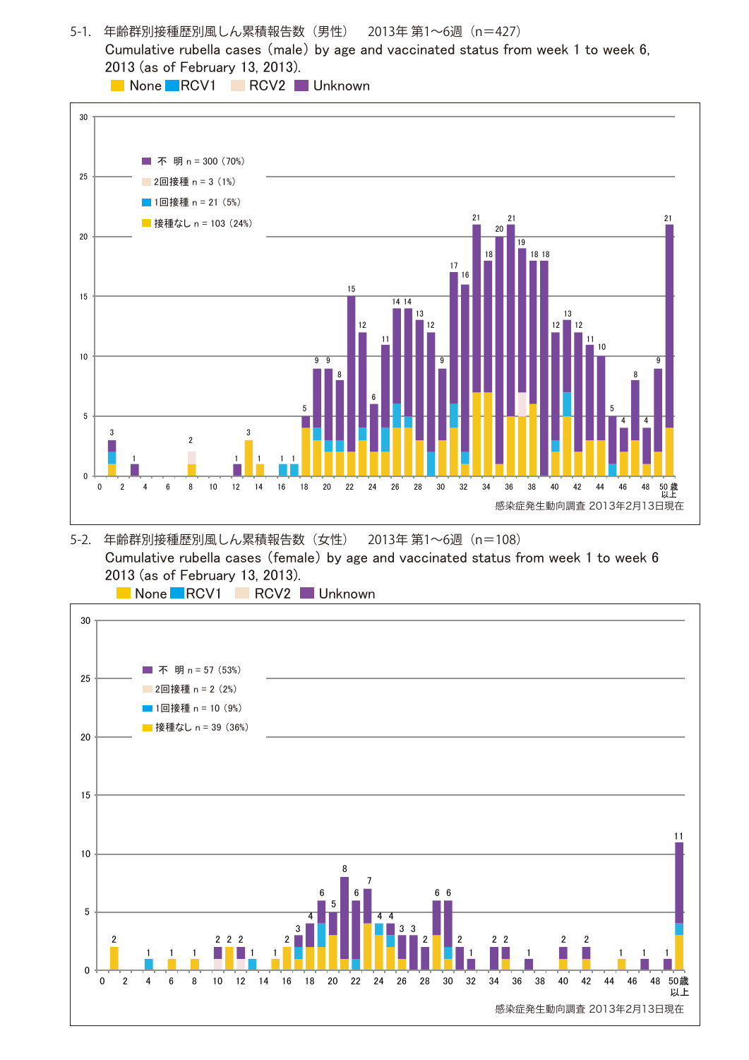5-1. 年齢群別接種歴別風しん累積報告数（男性） 2013年 第1～6週（n=427）

Cumulative rubella cases (male) by age and vaccinated status from week 1 to week 6, 2013 (as of February 13, 2013).

None RCV1 RCV2 Unknown

- 不　明 n = 300（70%）
- 2回接種 n = 3（1%）
- 1回接種 n = 21（5%）
- 接種なし n = 103（24%）

感染症発生動向調査 2013年2月13日現在

5-2. 年齢群別接種歴別風しん累積報告数（女性） 2013年 第1～6週（n=108）

Cumulative rubella cases (female) by age and vaccinated status from week 1 to week 6 2013 (as of February 13, 2013).

None RCV1 RCV2 Unknown

- 不　明 n = 57（53%）
- 2回接種 n = 2（2%）
- 1回接種 n = 10（9%）
- 接種なし n = 39（36%）

感染症発生動向調査 2013年2月13日現在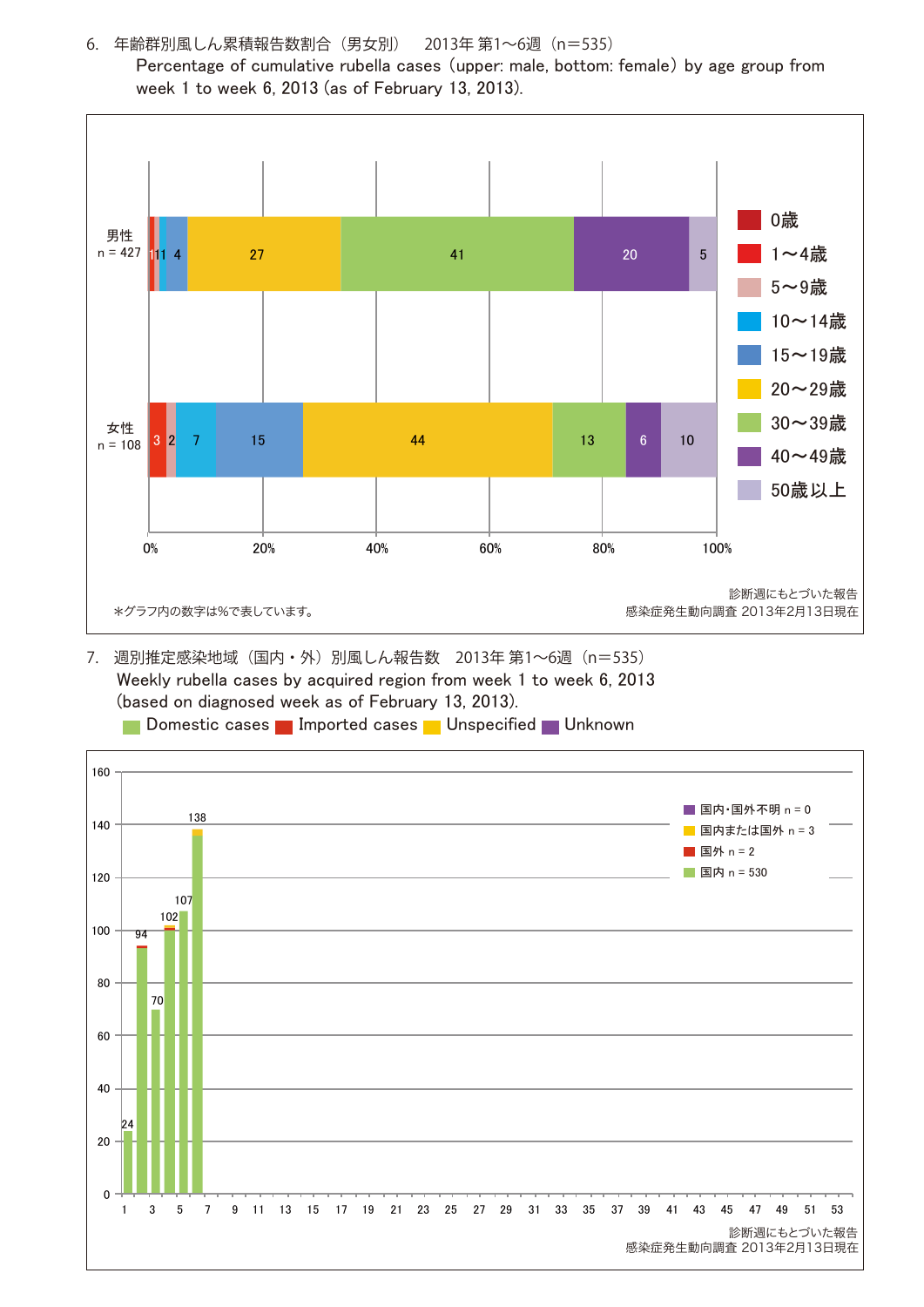6.　年齢群別風しん累積報告数割合（男女別）　2013年 第1～6週（n=535）
Percentage of cumulative rubella cases (upper: male, bottom: female) by age group from week 1 to week 6, 2013 (as of February 13, 2013).

| | 0歳 | 1～4歳 | 5～9歳 | 10～14歳 | 15～19歳 | 20～29歳 | 30～39歳 | 40～49歳 | 50歳以上 |
|---|---|---|---|---|---|---|---|---|---|
| 男性 n = 427 | 1 | 1 | 1 | | 4 | 27 | 41 | 20 | 5 |
| 女性 n = 108 | | 3 | 2 | 7 | 15 | 44 | 13 | 6 | 10 |

＊グラフ内の数字は%で表しています。

診断週にもとづいた報告
感染症発生動向調査 2013年2月13日現在

7.　週別推定感染地域（国内・外）別風しん報告数　2013年 第1～6週（n=535）
Weekly rubella cases by acquired region from week 1 to week 6, 2013 (based on diagnosed week as of February 13, 2013).

Domestic cases　Imported cases　Unspecified　Unknown

国内・国外不明 n = 0
国内または国外 n = 3
国外 n = 2
国内 n = 530

| 週 | 1 | 2 | 3 | 4 | 5 | 6 |
|---|---|---|---|---|---|---|
| 報告数 | 24 | 94 | 70 | 102 | 107 | 138 |

診断週にもとづいた報告
感染症発生動向調査 2013年2月13日現在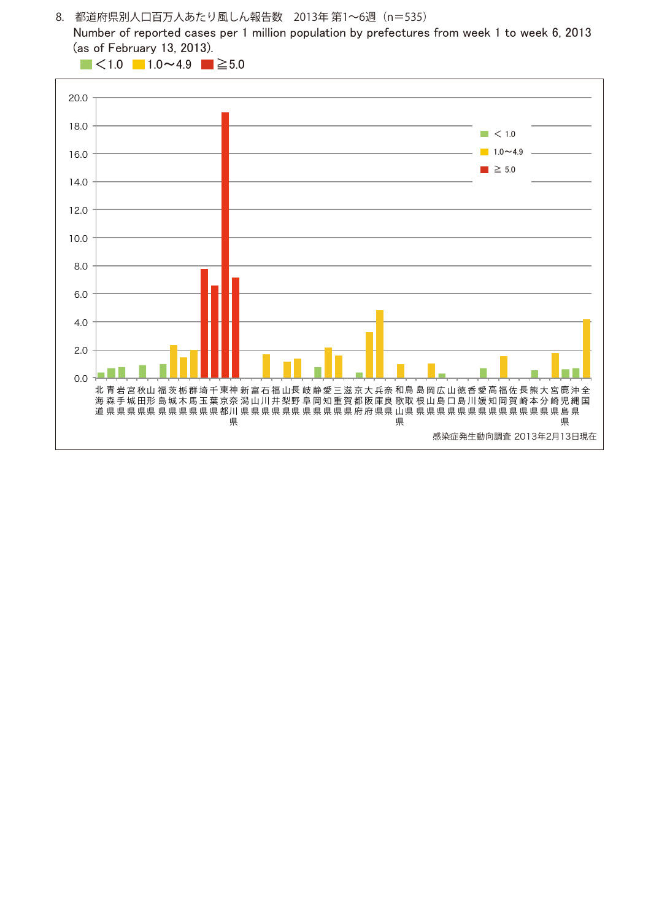8. 都道府県別人口百万人あたり風しん報告数　2013年 第1〜6週（n=535）

Number of reported cases per 1 million population by prefectures from week 1 to week 6, 2013 (as of February 13, 2013).

＜1.0　1.0〜4.9　≧5.0

感染症発生動向調査 2013年2月13日現在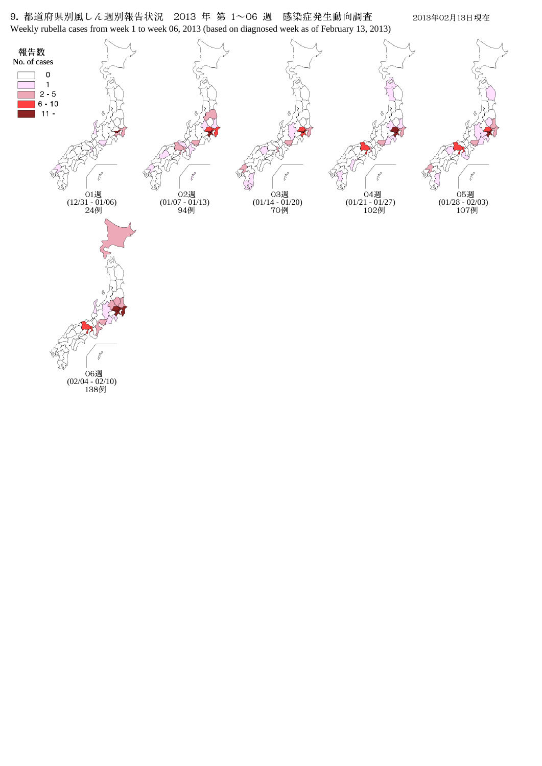# 9. 都道府県別風しん週別報告状況　2013 年 第 1〜06 週　感染症発生動向調査

2013年02月13日現在

Weekly rubella cases from week 1 to week 06, 2013 (based on diagnosed week as of February 13, 2013)

報告数
No. of cases

0
1
2 - 5
6 - 10
11 -

01週
(12/31 - 01/06)
24例

02週
(01/07 - 01/13)
94例

03週
(01/14 - 01/20)
70例

04週
(01/21 - 01/27)
102例

05週
(01/28 - 02/03)
107例

06週
(02/04 - 02/10)
138例